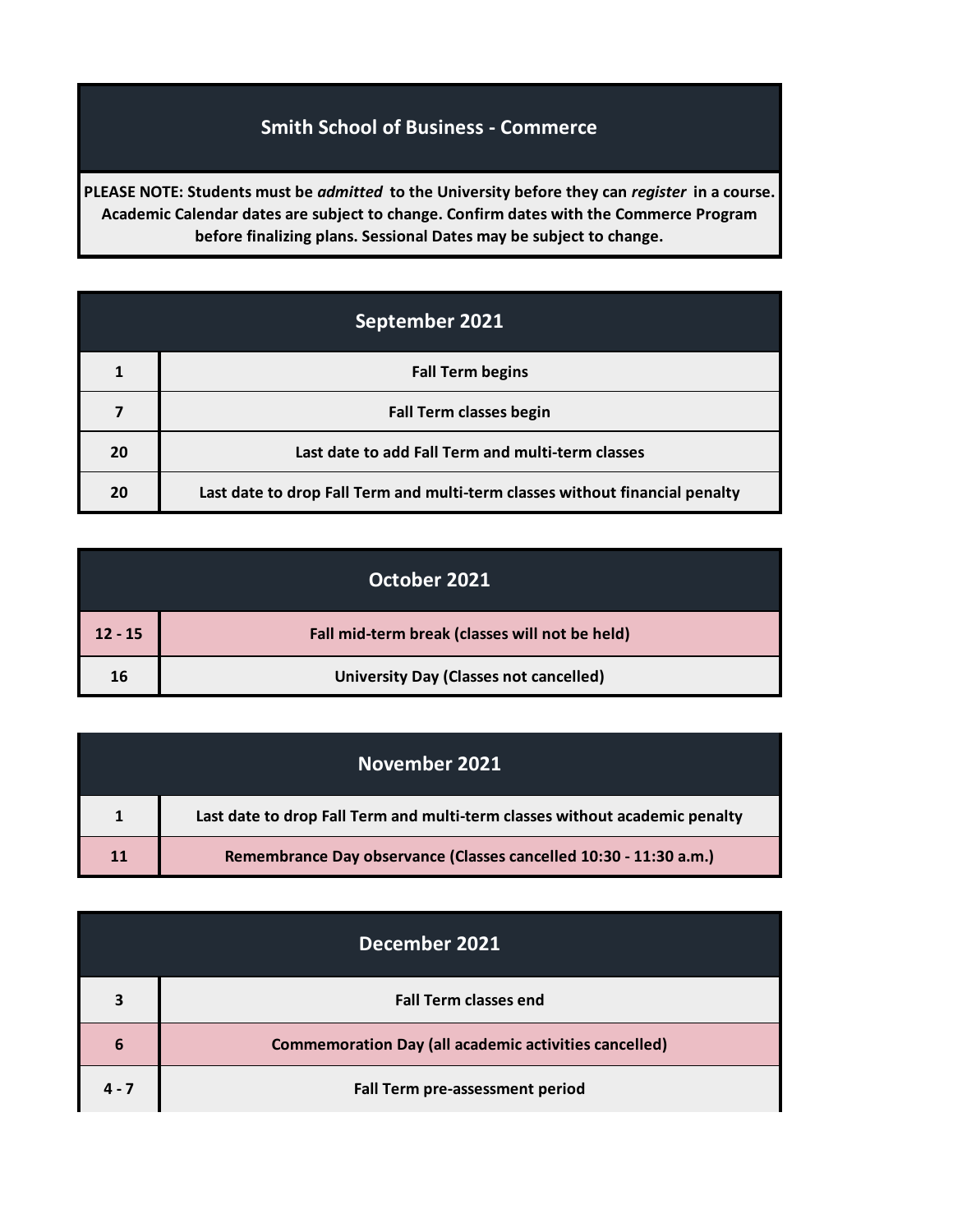# Smith School of Business - Commerce

**PLEASE NOTE: Students must be *admitted* to the University before they can *register* in a course. Academic Calendar dates are subject to change. Confirm dates with the Commerce Program before finalizing plans. Sessional Dates may be subject to change.**

## September 2021

| | |
|---|---|
| 1 | Fall Term begins |
| 7 | Fall Term classes begin |
| 20 | Last date to add Fall Term and multi-term classes |
| 20 | Last date to drop Fall Term and multi-term classes without financial penalty |

## October 2021

| | |
|---|---|
| 12 - 15 | Fall mid-term break (classes will not be held) |
| 16 | University Day (Classes not cancelled) |

## November 2021

| | |
|---|---|
| 1 | Last date to drop Fall Term and multi-term classes without academic penalty |
| 11 | Remembrance Day observance (Classes cancelled 10:30 - 11:30 a.m.) |

## December 2021

| | |
|---|---|
| 3 | Fall Term classes end |
| 6 | Commemoration Day (all academic activities cancelled) |
| 4 - 7 | Fall Term pre-assessment period |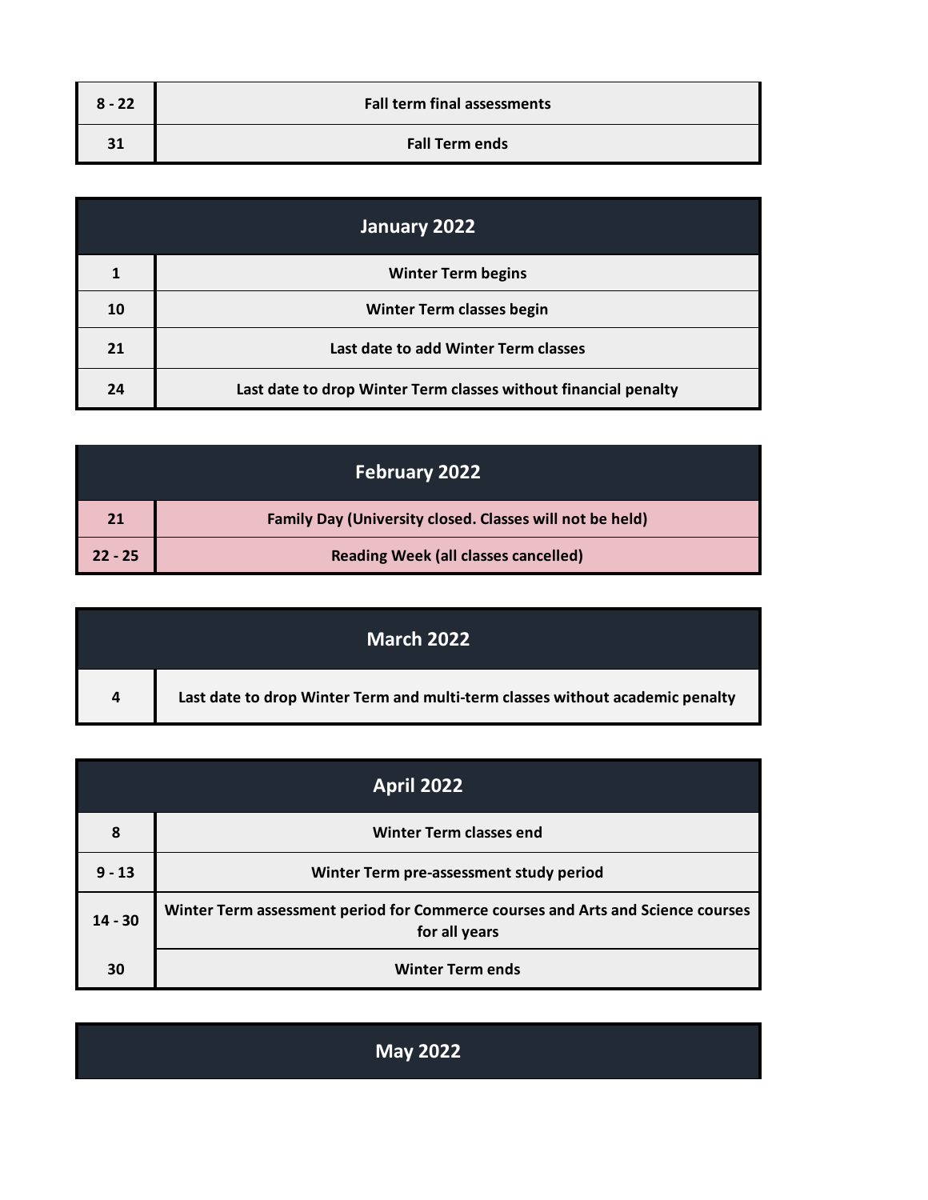| | |
|---|---|
| 8 - 22 | Fall term final assessments |
| 31 | Fall Term ends |

| January 2022 | |
|---|---|
| 1 | Winter Term begins |
| 10 | Winter Term classes begin |
| 21 | Last date to add Winter Term classes |
| 24 | Last date to drop Winter Term classes without financial penalty |

| February 2022 | |
|---|---|
| 21 | Family Day (University closed. Classes will not be held) |
| 22 - 25 | Reading Week (all classes cancelled) |

| March 2022 | |
|---|---|
| 4 | Last date to drop Winter Term and multi-term classes without academic penalty |

| April 2022 | |
|---|---|
| 8 | Winter Term classes end |
| 9 - 13 | Winter Term pre-assessment study period |
| 14 - 30 | Winter Term assessment period for Commerce courses and Arts and Science courses for all years |
| 30 | Winter Term ends |

| May 2022 | |
|---|---|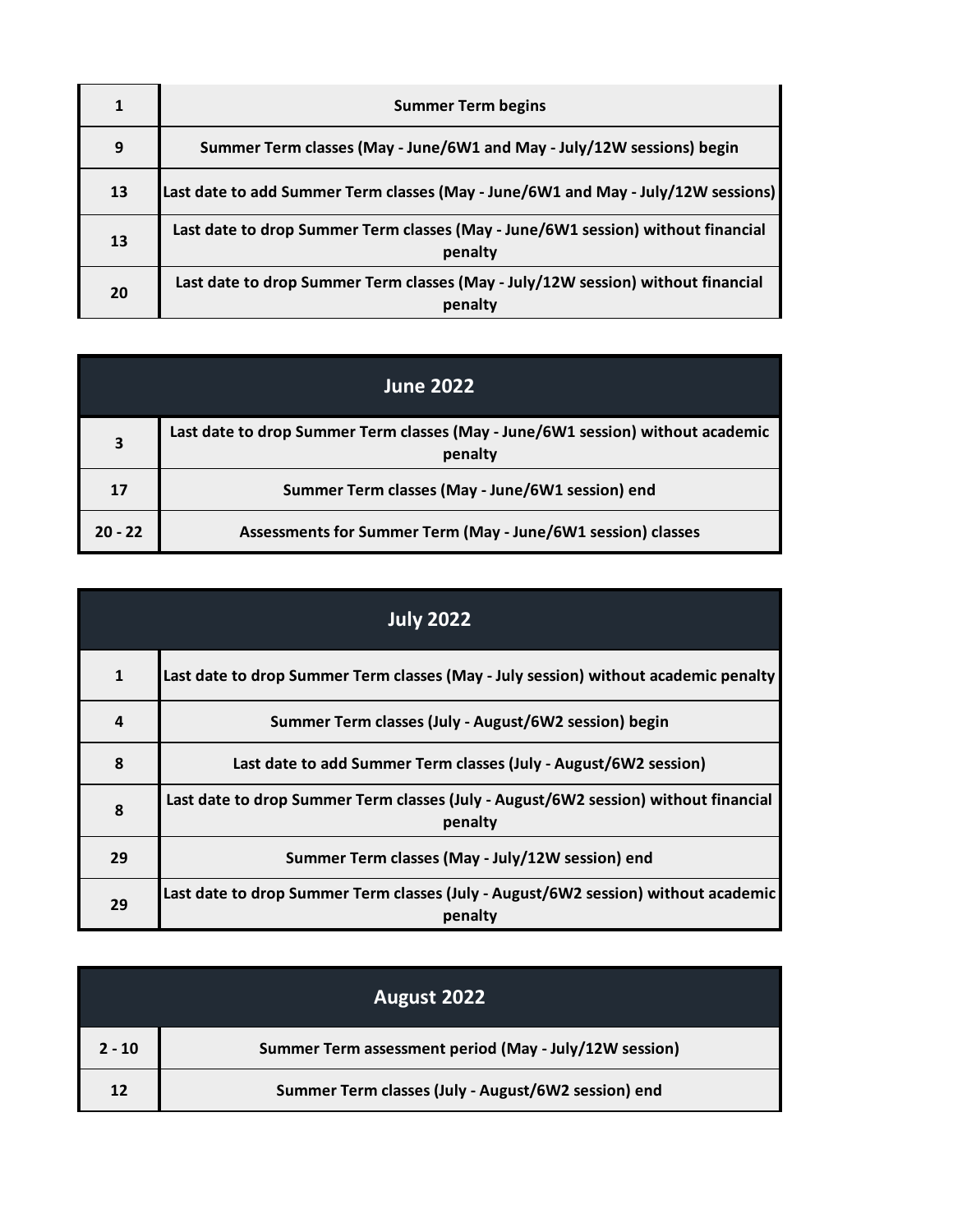| | |
|---|---|
| 1 | **Summer Term begins** |
| 9 | **Summer Term classes (May - June/6W1 and May - July/12W sessions) begin** |
| 13 | **Last date to add Summer Term classes (May - June/6W1 and May - July/12W sessions)** |
| 13 | **Last date to drop Summer Term classes (May - June/6W1 session) without financial penalty** |
| 20 | **Last date to drop Summer Term classes (May - July/12W session) without financial penalty** |

| June 2022 | |
|---|---|
| 3 | **Last date to drop Summer Term classes (May - June/6W1 session) without academic penalty** |
| 17 | **Summer Term classes (May - June/6W1 session) end** |
| 20 - 22 | **Assessments for Summer Term (May - June/6W1 session) classes** |

| July 2022 | |
|---|---|
| 1 | **Last date to drop Summer Term classes (May - July session) without academic penalty** |
| 4 | **Summer Term classes (July - August/6W2 session) begin** |
| 8 | **Last date to add Summer Term classes (July - August/6W2 session)** |
| 8 | **Last date to drop Summer Term classes (July - August/6W2 session) without financial penalty** |
| 29 | **Summer Term classes (May - July/12W session) end** |
| 29 | **Last date to drop Summer Term classes (July - August/6W2 session) without academic penalty** |

| August 2022 | |
|---|---|
| 2 - 10 | **Summer Term assessment period (May - July/12W session)** |
| 12 | **Summer Term classes (July - August/6W2 session) end** |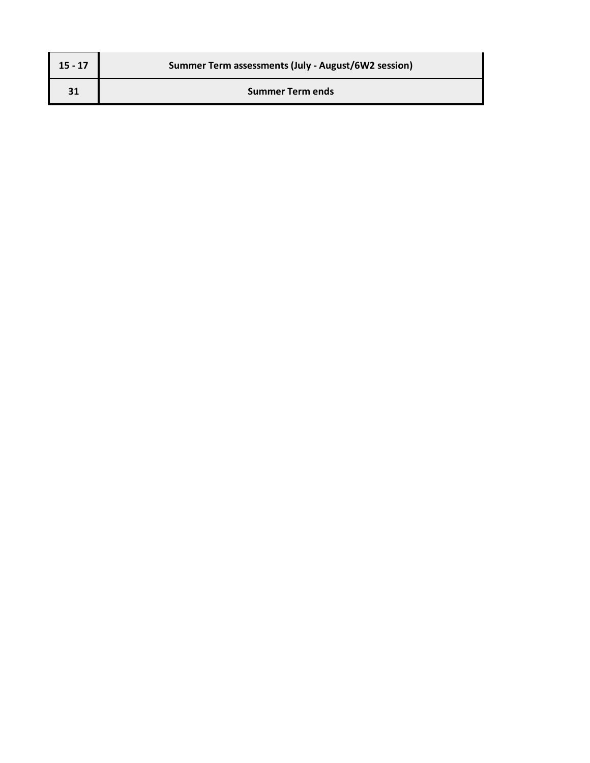| | |
|---|---|
| **15 - 17** | **Summer Term assessments (July - August/6W2 session)** |
| **31** | **Summer Term ends** |